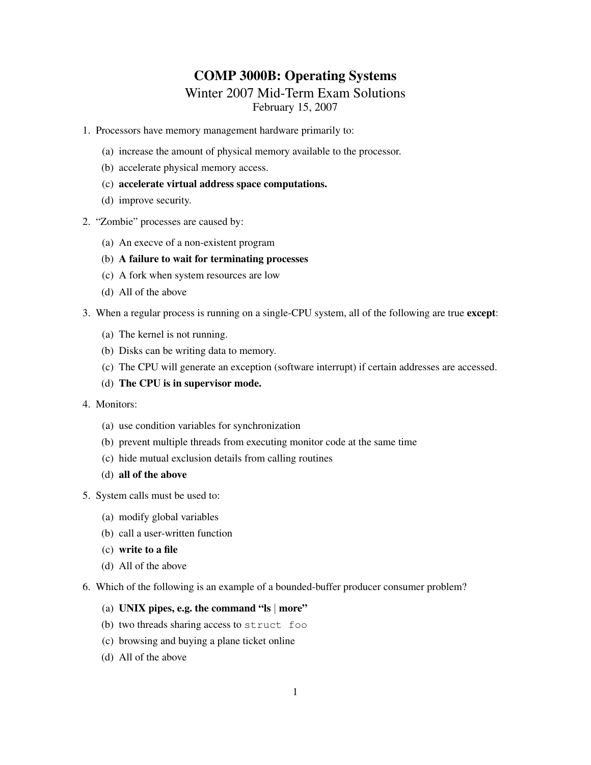# COMP 3000B: Operating Systems

## Winter 2007 Mid-Term Exam Solutions

February 15, 2007

1. Processors have memory management hardware primarily to:
   - (a) increase the amount of physical memory available to the processor.
   - (b) accelerate physical memory access.
   - (c) **accelerate virtual address space computations.**
   - (d) improve security.

2. "Zombie" processes are caused by:
   - (a) An execve of a non-existent program
   - (b) **A failure to wait for terminating processes**
   - (c) A fork when system resources are low
   - (d) All of the above

3. When a regular process is running on a single-CPU system, all of the following are true **except**:
   - (a) The kernel is not running.
   - (b) Disks can be writing data to memory.
   - (c) The CPU will generate an exception (software interrupt) if certain addresses are accessed.
   - (d) **The CPU is in supervisor mode.**

4. Monitors:
   - (a) use condition variables for synchronization
   - (b) prevent multiple threads from executing monitor code at the same time
   - (c) hide mutual exclusion details from calling routines
   - (d) **all of the above**

5. System calls must be used to:
   - (a) modify global variables
   - (b) call a user-written function
   - (c) **write to a file**
   - (d) All of the above

6. Which of the following is an example of a bounded-buffer producer consumer problem?
   - (a) **UNIX pipes, e.g. the command "ls | more"**
   - (b) two threads sharing access to `struct foo`
   - (c) browsing and buying a plane ticket online
   - (d) All of the above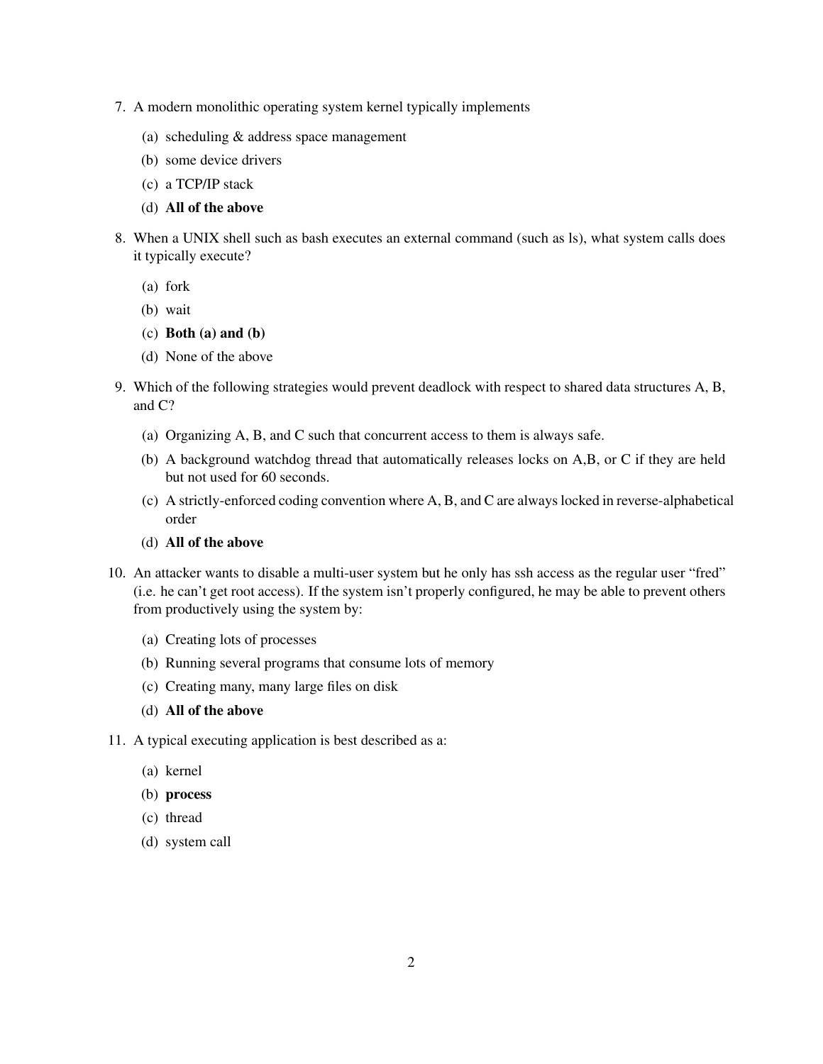7. A modern monolithic operating system kernel typically implements

   (a) scheduling & address space management

   (b) some device drivers

   (c) a TCP/IP stack

   (d) **All of the above**

8. When a UNIX shell such as bash executes an external command (such as ls), what system calls does it typically execute?

   (a) fork

   (b) wait

   (c) **Both (a) and (b)**

   (d) None of the above

9. Which of the following strategies would prevent deadlock with respect to shared data structures A, B, and C?

   (a) Organizing A, B, and C such that concurrent access to them is always safe.

   (b) A background watchdog thread that automatically releases locks on A,B, or C if they are held but not used for 60 seconds.

   (c) A strictly-enforced coding convention where A, B, and C are always locked in reverse-alphabetical order

   (d) **All of the above**

10. An attacker wants to disable a multi-user system but he only has ssh access as the regular user "fred" (i.e. he can't get root access). If the system isn't properly configured, he may be able to prevent others from productively using the system by:

    (a) Creating lots of processes

    (b) Running several programs that consume lots of memory

    (c) Creating many, many large files on disk

    (d) **All of the above**

11. A typical executing application is best described as a:

    (a) kernel

    (b) **process**

    (c) thread

    (d) system call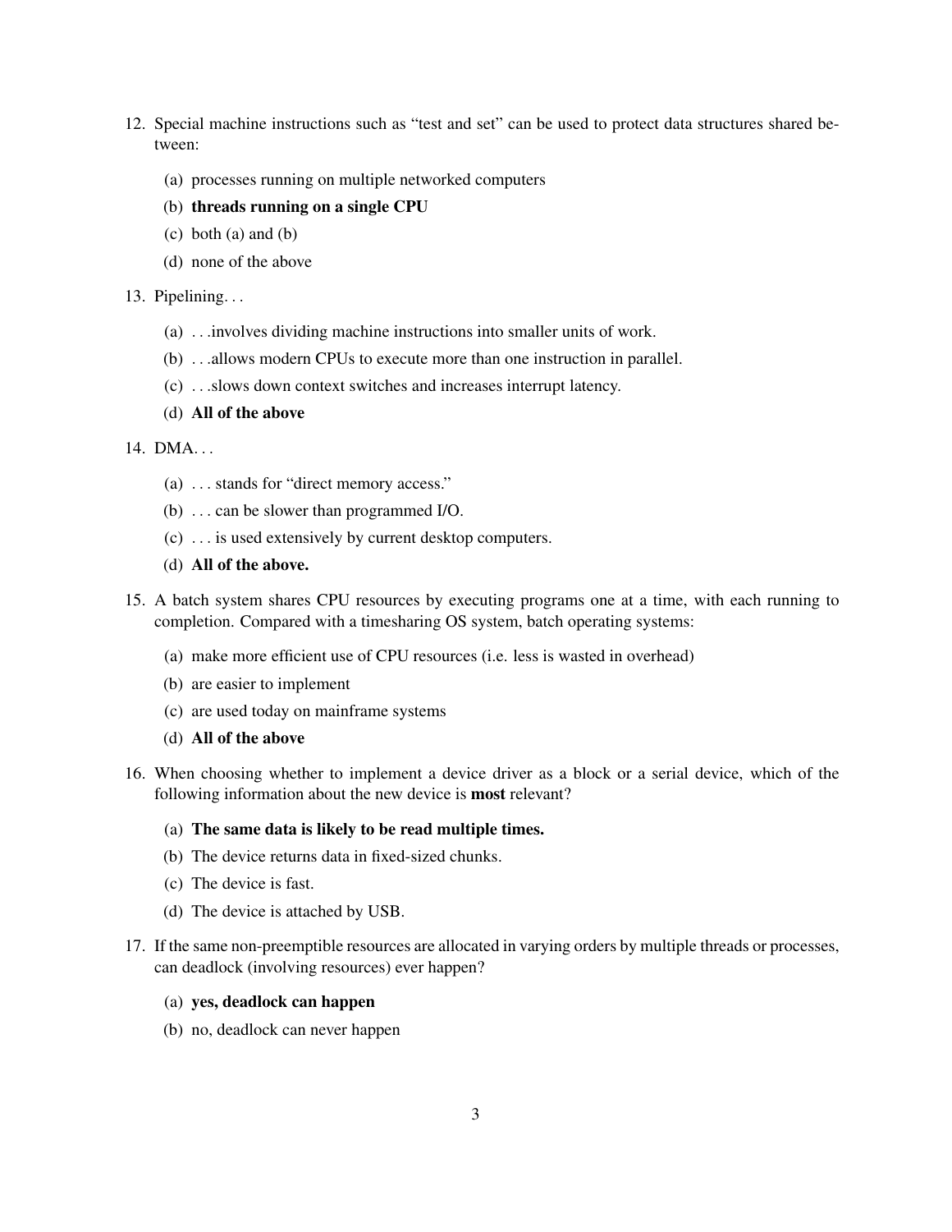12. Special machine instructions such as "test and set" can be used to protect data structures shared between:

    (a) processes running on multiple networked computers

    (b) **threads running on a single CPU**

    (c) both (a) and (b)

    (d) none of the above

13. Pipelining. . .

    (a) . . .involves dividing machine instructions into smaller units of work.

    (b) . . .allows modern CPUs to execute more than one instruction in parallel.

    (c) . . .slows down context switches and increases interrupt latency.

    (d) **All of the above**

14. DMA. . .

    (a) . . . stands for "direct memory access."

    (b) . . . can be slower than programmed I/O.

    (c) . . . is used extensively by current desktop computers.

    (d) **All of the above.**

15. A batch system shares CPU resources by executing programs one at a time, with each running to completion. Compared with a timesharing OS system, batch operating systems:

    (a) make more efficient use of CPU resources (i.e. less is wasted in overhead)

    (b) are easier to implement

    (c) are used today on mainframe systems

    (d) **All of the above**

16. When choosing whether to implement a device driver as a block or a serial device, which of the following information about the new device is **most** relevant?

    (a) **The same data is likely to be read multiple times.**

    (b) The device returns data in fixed-sized chunks.

    (c) The device is fast.

    (d) The device is attached by USB.

17. If the same non-preemptible resources are allocated in varying orders by multiple threads or processes, can deadlock (involving resources) ever happen?

    (a) **yes, deadlock can happen**

    (b) no, deadlock can never happen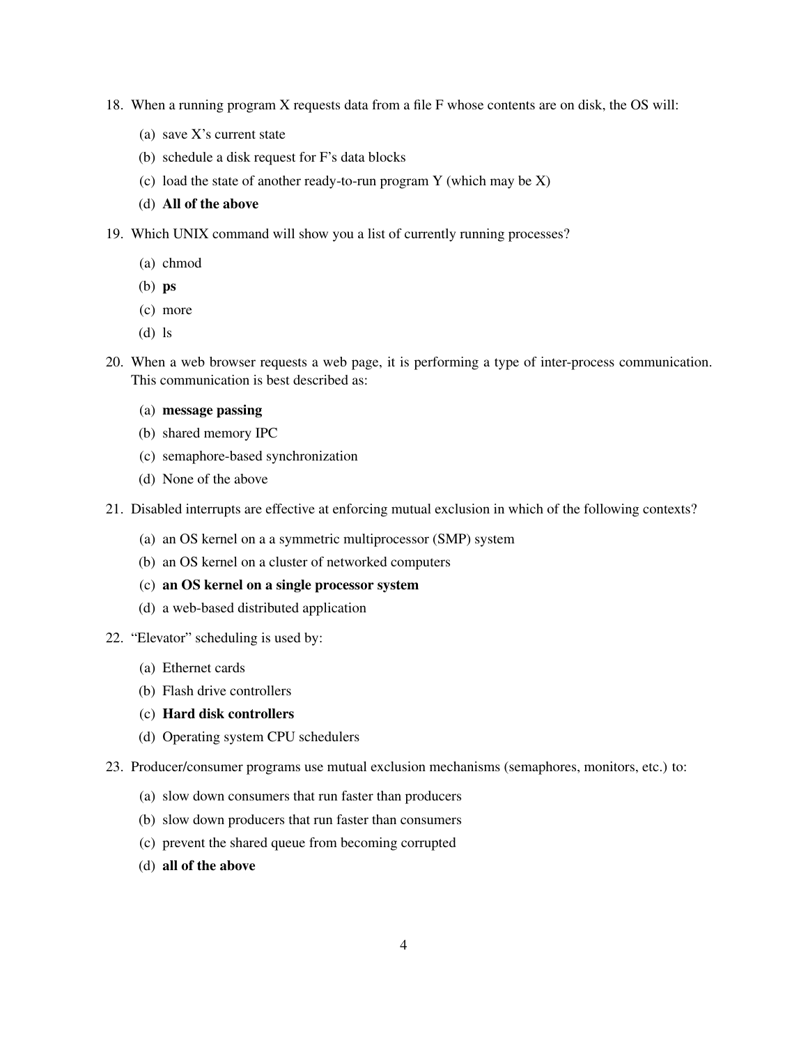18. When a running program X requests data from a file F whose contents are on disk, the OS will:

    (a) save X's current state

    (b) schedule a disk request for F's data blocks

    (c) load the state of another ready-to-run program Y (which may be X)

    (d) **All of the above**

19. Which UNIX command will show you a list of currently running processes?

    (a) chmod

    (b) **ps**

    (c) more

    (d) ls

20. When a web browser requests a web page, it is performing a type of inter-process communication. This communication is best described as:

    (a) **message passing**

    (b) shared memory IPC

    (c) semaphore-based synchronization

    (d) None of the above

21. Disabled interrupts are effective at enforcing mutual exclusion in which of the following contexts?

    (a) an OS kernel on a a symmetric multiprocessor (SMP) system

    (b) an OS kernel on a cluster of networked computers

    (c) **an OS kernel on a single processor system**

    (d) a web-based distributed application

22. "Elevator" scheduling is used by:

    (a) Ethernet cards

    (b) Flash drive controllers

    (c) **Hard disk controllers**

    (d) Operating system CPU schedulers

23. Producer/consumer programs use mutual exclusion mechanisms (semaphores, monitors, etc.) to:

    (a) slow down consumers that run faster than producers

    (b) slow down producers that run faster than consumers

    (c) prevent the shared queue from becoming corrupted

    (d) **all of the above**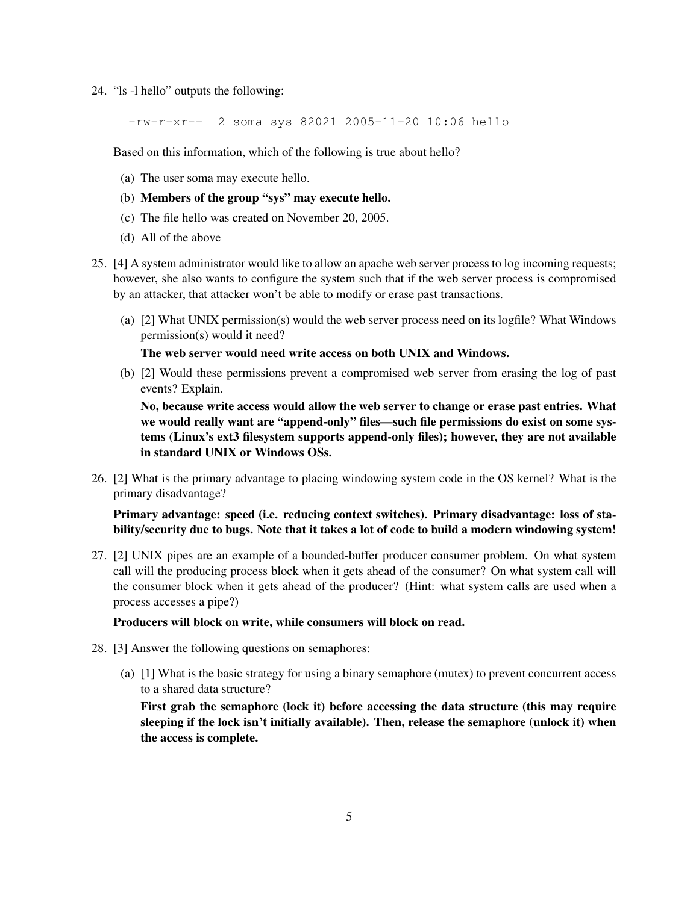24. "ls -l hello" outputs the following:

```
-rw-r-xr--  2 soma sys 82021 2005-11-20 10:06 hello
```

Based on this information, which of the following is true about hello?

   (a) The user soma may execute hello.

   (b) **Members of the group "sys" may execute hello.**

   (c) The file hello was created on November 20, 2005.

   (d) All of the above

25. [4] A system administrator would like to allow an apache web server process to log incoming requests; however, she also wants to configure the system such that if the web server process is compromised by an attacker, that attacker won't be able to modify or erase past transactions.

   (a) [2] What UNIX permission(s) would the web server process need on its logfile? What Windows permission(s) would it need?

   **The web server would need write access on both UNIX and Windows.**

   (b) [2] Would these permissions prevent a compromised web server from erasing the log of past events? Explain.

   **No, because write access would allow the web server to change or erase past entries. What we would really want are "append-only" files—such file permissions do exist on some systems (Linux's ext3 filesystem supports append-only files); however, they are not available in standard UNIX or Windows OSs.**

26. [2] What is the primary advantage to placing windowing system code in the OS kernel? What is the primary disadvantage?

   **Primary advantage: speed (i.e. reducing context switches). Primary disadvantage: loss of stability/security due to bugs. Note that it takes a lot of code to build a modern windowing system!**

27. [2] UNIX pipes are an example of a bounded-buffer producer consumer problem. On what system call will the producing process block when it gets ahead of the consumer? On what system call will the consumer block when it gets ahead of the producer? (Hint: what system calls are used when a process accesses a pipe?)

   **Producers will block on write, while consumers will block on read.**

28. [3] Answer the following questions on semaphores:

   (a) [1] What is the basic strategy for using a binary semaphore (mutex) to prevent concurrent access to a shared data structure?

   **First grab the semaphore (lock it) before accessing the data structure (this may require sleeping if the lock isn't initially available). Then, release the semaphore (unlock it) when the access is complete.**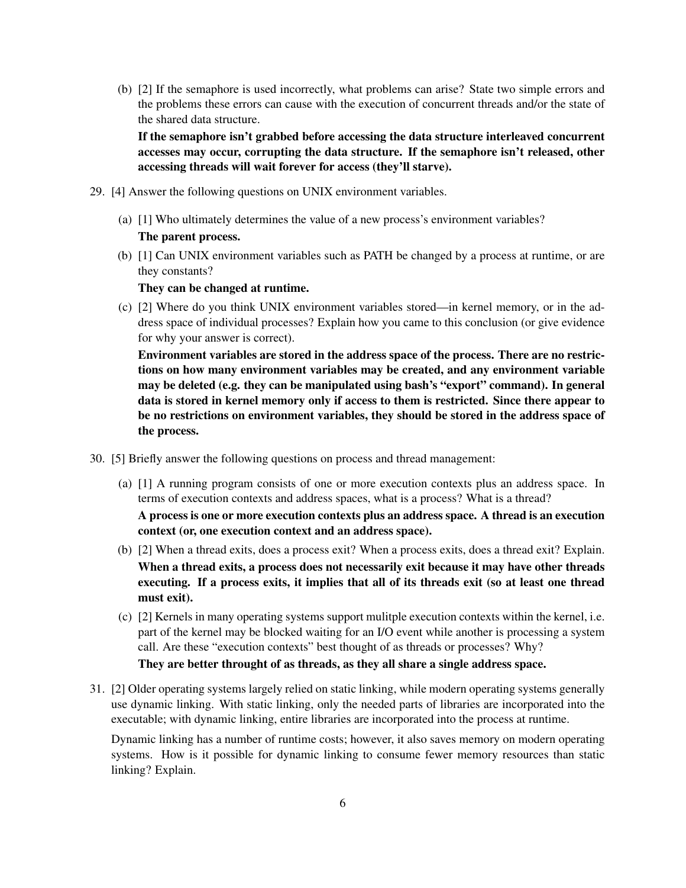(b) [2] If the semaphore is used incorrectly, what problems can arise? State two simple errors and the problems these errors can cause with the execution of concurrent threads and/or the state of the shared data structure.

**If the semaphore isn't grabbed before accessing the data structure interleaved concurrent accesses may occur, corrupting the data structure. If the semaphore isn't released, other accessing threads will wait forever for access (they'll starve).**

29. [4] Answer the following questions on UNIX environment variables.

(a) [1] Who ultimately determines the value of a new process's environment variables?

**The parent process.**

(b) [1] Can UNIX environment variables such as PATH be changed by a process at runtime, or are they constants?

**They can be changed at runtime.**

(c) [2] Where do you think UNIX environment variables stored—in kernel memory, or in the address space of individual processes? Explain how you came to this conclusion (or give evidence for why your answer is correct).

**Environment variables are stored in the address space of the process. There are no restrictions on how many environment variables may be created, and any environment variable may be deleted (e.g. they can be manipulated using bash's "export" command). In general data is stored in kernel memory only if access to them is restricted. Since there appear to be no restrictions on environment variables, they should be stored in the address space of the process.**

30. [5] Briefly answer the following questions on process and thread management:

(a) [1] A running program consists of one or more execution contexts plus an address space. In terms of execution contexts and address spaces, what is a process? What is a thread?

**A process is one or more execution contexts plus an address space. A thread is an execution context (or, one execution context and an address space).**

(b) [2] When a thread exits, does a process exit? When a process exits, does a thread exit? Explain.

**When a thread exits, a process does not necessarily exit because it may have other threads executing. If a process exits, it implies that all of its threads exit (so at least one thread must exit).**

(c) [2] Kernels in many operating systems support mulitple execution contexts within the kernel, i.e. part of the kernel may be blocked waiting for an I/O event while another is processing a system call. Are these "execution contexts" best thought of as threads or processes? Why?

**They are better throught of as threads, as they all share a single address space.**

31. [2] Older operating systems largely relied on static linking, while modern operating systems generally use dynamic linking. With static linking, only the needed parts of libraries are incorporated into the executable; with dynamic linking, entire libraries are incorporated into the process at runtime.

Dynamic linking has a number of runtime costs; however, it also saves memory on modern operating systems. How is it possible for dynamic linking to consume fewer memory resources than static linking? Explain.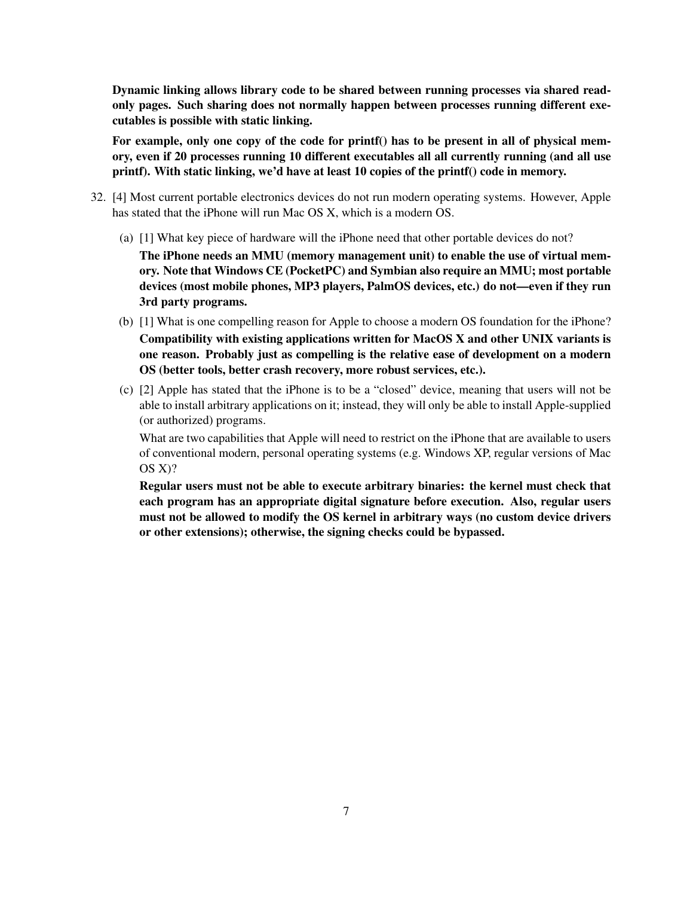**Dynamic linking allows library code to be shared between running processes via shared read-only pages. Such sharing does not normally happen between processes running different executables is possible with static linking.**

**For example, only one copy of the code for printf() has to be present in all of physical memory, even if 20 processes running 10 different executables all all currently running (and all use printf). With static linking, we'd have at least 10 copies of the printf() code in memory.**

32. [4] Most current portable electronics devices do not run modern operating systems. However, Apple has stated that the iPhone will run Mac OS X, which is a modern OS.

    (a) [1] What key piece of hardware will the iPhone need that other portable devices do not?

    **The iPhone needs an MMU (memory management unit) to enable the use of virtual memory. Note that Windows CE (PocketPC) and Symbian also require an MMU; most portable devices (most mobile phones, MP3 players, PalmOS devices, etc.) do not—even if they run 3rd party programs.**

    (b) [1] What is one compelling reason for Apple to choose a modern OS foundation for the iPhone?

    **Compatibility with existing applications written for MacOS X and other UNIX variants is one reason. Probably just as compelling is the relative ease of development on a modern OS (better tools, better crash recovery, more robust services, etc.).**

    (c) [2] Apple has stated that the iPhone is to be a "closed" device, meaning that users will not be able to install arbitrary applications on it; instead, they will only be able to install Apple-supplied (or authorized) programs.

    What are two capabilities that Apple will need to restrict on the iPhone that are available to users of conventional modern, personal operating systems (e.g. Windows XP, regular versions of Mac OS X)?

    **Regular users must not be able to execute arbitrary binaries: the kernel must check that each program has an appropriate digital signature before execution. Also, regular users must not be allowed to modify the OS kernel in arbitrary ways (no custom device drivers or other extensions); otherwise, the signing checks could be bypassed.**